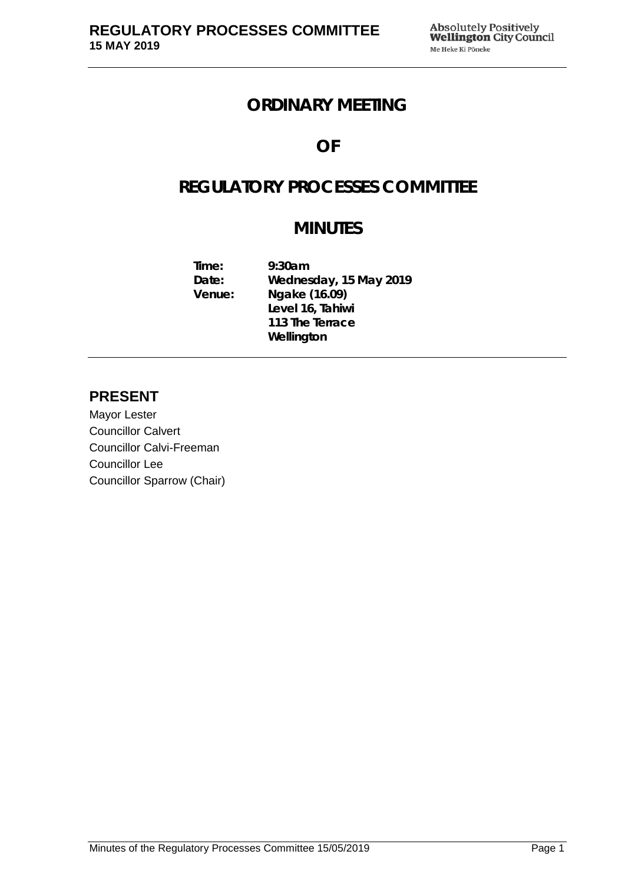# ORDINARY MEETING

# OF

# REGULATORY PROCESSES COMMITTEE

# MINUTES

| | |
|---|---|
| **Time:** | **9:30am** |
| **Date:** | **Wednesday, 15 May 2019** |
| **Venue:** | **Ngake (16.09)**<br>**Level 16, Tahiwi**<br>**113 The Terrace**<br>**Wellington** |

## PRESENT

Mayor Lester
Councillor Calvert
Councillor Calvi-Freeman
Councillor Lee
Councillor Sparrow (Chair)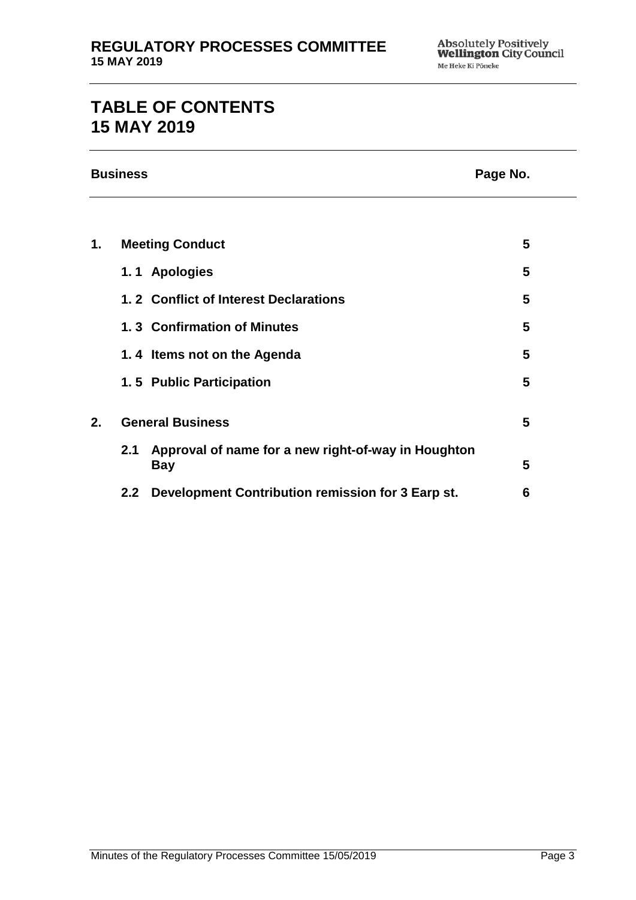# TABLE OF CONTENTS
# 15 MAY 2019

| Business | | Page No. |
|---|---|---|
| **1.** | **Meeting Conduct** | **5** |
| | **1. 1 Apologies** | **5** |
| | **1. 2 Conflict of Interest Declarations** | **5** |
| | **1. 3 Confirmation of Minutes** | **5** |
| | **1. 4 Items not on the Agenda** | **5** |
| | **1. 5 Public Participation** | **5** |
| **2.** | **General Business** | **5** |
| | **2.1 Approval of name for a new right-of-way in Houghton Bay** | **5** |
| | **2.2 Development Contribution remission for 3 Earp st.** | **6** |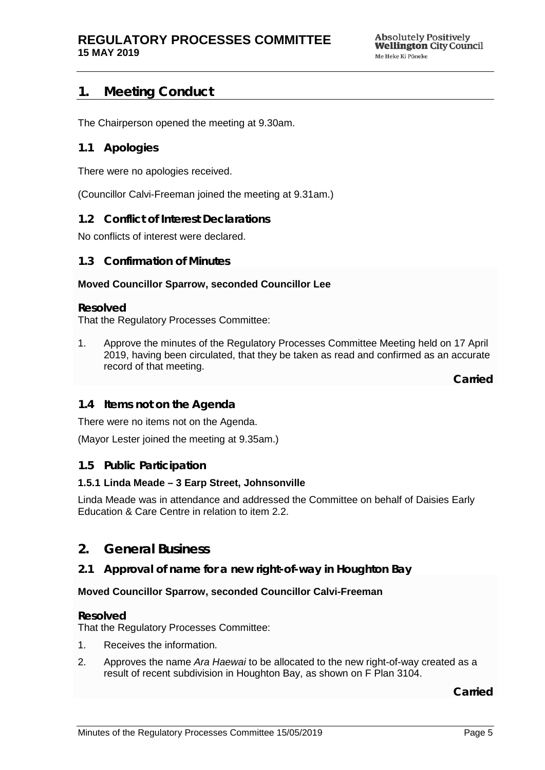## 1. Meeting Conduct

The Chairperson opened the meeting at 9.30am.

### 1.1 Apologies

There were no apologies received.

(Councillor Calvi-Freeman joined the meeting at 9.31am.)

### 1.2 Conflict of Interest Declarations

No conflicts of interest were declared.

### 1.3 Confirmation of Minutes

**Moved Councillor Sparrow, seconded Councillor Lee**

**Resolved**

That the Regulatory Processes Committee:

1. Approve the minutes of the Regulatory Processes Committee Meeting held on 17 April 2019, having been circulated, that they be taken as read and confirmed as an accurate record of that meeting.

**Carried**

### 1.4 Items not on the Agenda

There were no items not on the Agenda.

(Mayor Lester joined the meeting at 9.35am.)

### 1.5 Public Participation

#### 1.5.1 Linda Meade – 3 Earp Street, Johnsonville

Linda Meade was in attendance and addressed the Committee on behalf of Daisies Early Education & Care Centre in relation to item 2.2.

## 2. General Business

### 2.1 Approval of name for a new right-of-way in Houghton Bay

**Moved Councillor Sparrow, seconded Councillor Calvi-Freeman**

**Resolved**

That the Regulatory Processes Committee:

1. Receives the information.
2. Approves the name *Ara Haewai* to be allocated to the new right-of-way created as a result of recent subdivision in Houghton Bay, as shown on F Plan 3104.

**Carried**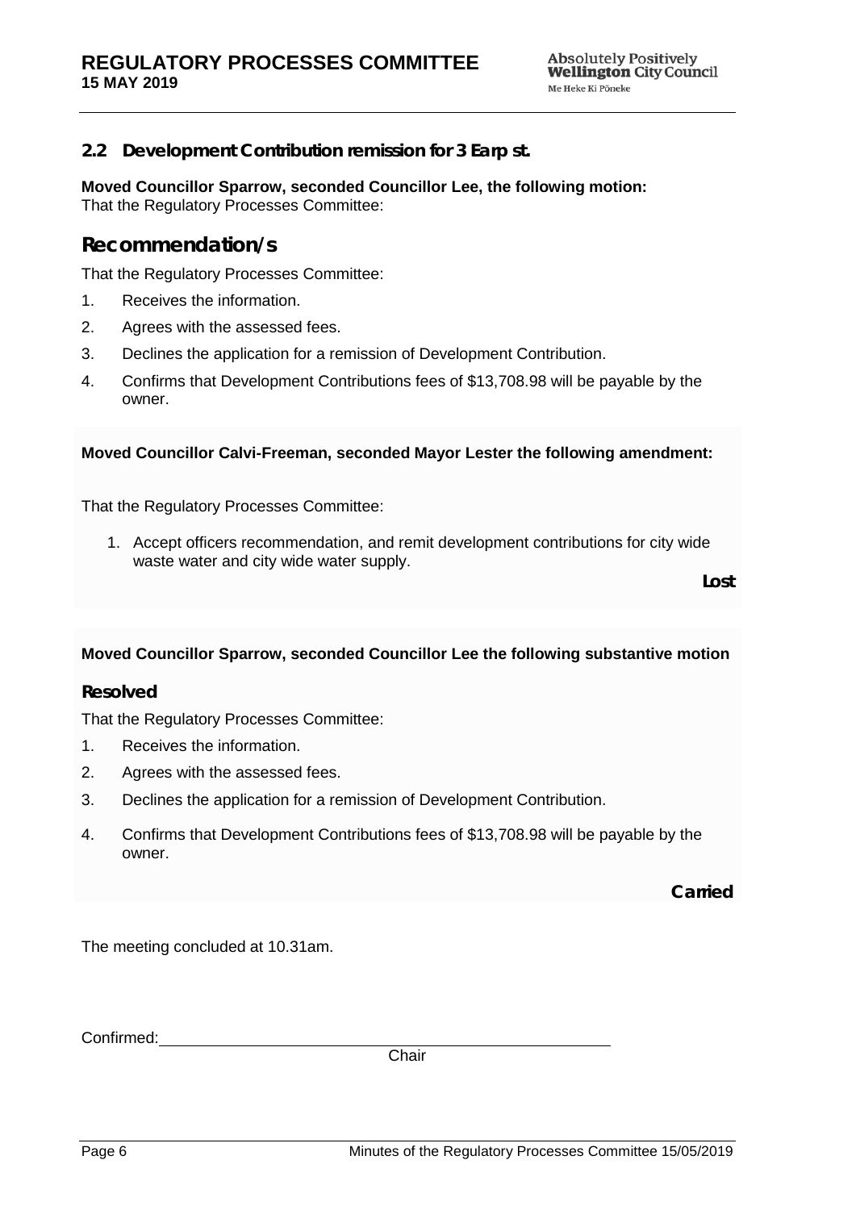## 2.2 Development Contribution remission for 3 Earp st.

**Moved Councillor Sparrow, seconded Councillor Lee, the following motion:**
That the Regulatory Processes Committee:

## Recommendation/s

That the Regulatory Processes Committee:

1. Receives the information.
2. Agrees with the assessed fees.
3. Declines the application for a remission of Development Contribution.
4. Confirms that Development Contributions fees of $13,708.98 will be payable by the owner.

**Moved Councillor Calvi-Freeman, seconded Mayor Lester the following amendment:**

That the Regulatory Processes Committee:

1. Accept officers recommendation, and remit development contributions for city wide waste water and city wide water supply.

**Lost**

**Moved Councillor Sparrow, seconded Councillor Lee the following substantive motion**

### Resolved

That the Regulatory Processes Committee:

1. Receives the information.
2. Agrees with the assessed fees.
3. Declines the application for a remission of Development Contribution.
4. Confirms that Development Contributions fees of $13,708.98 will be payable by the owner.

**Carried**

The meeting concluded at 10.31am.

Confirmed: ______________________________

Chair